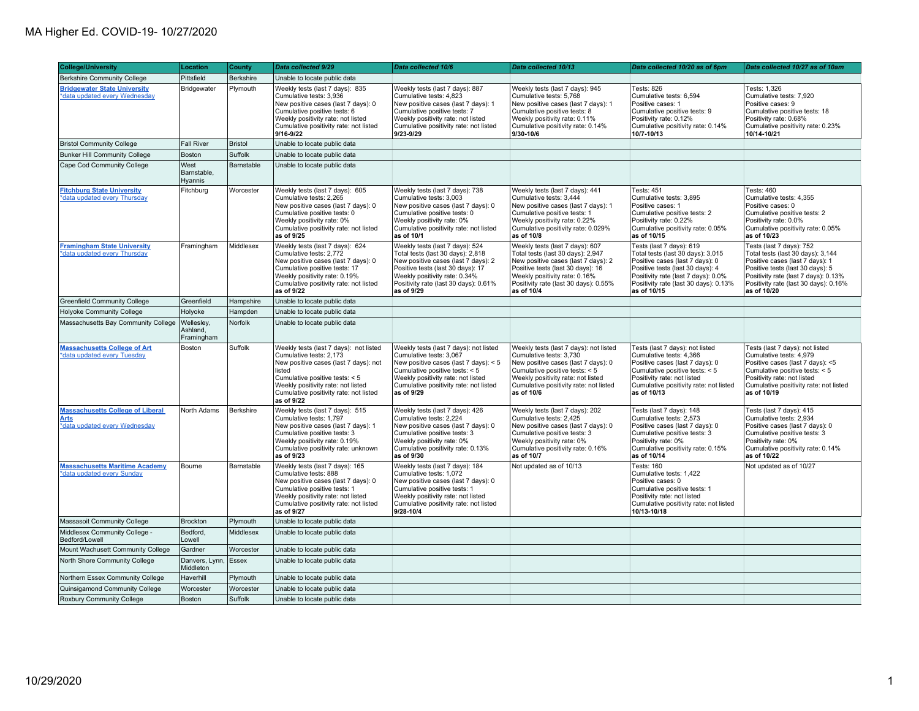# MA Higher Ed. COVID-19- 10/27/2020

| College/University | Location | County | Data collected 9/29 | Data collected 10/6 | Data collected 10/13 | Data collected 10/20 as of 6pm | Data collected 10/27 as of 10am |
|---|---|---|---|---|---|---|---|
| Berkshire Community College | Pittsfield | Berkshire | Unable to locate public data | | | | |
| Bridgewater State University *data updated every Wednesday | Bridgewater | Plymouth | Weekly tests (last 7 days): 835<br>Cumulative tests: 3,936<br>New positive cases (last 7 days): 0<br>Cumulative positive tests: 6<br>Weekly positivity rate: not listed<br>Cumulative positivity rate: not listed<br>**9/16-9/22** | Weekly tests (last 7 days): 887<br>Cumulative tests: 4,823<br>New positive cases (last 7 days): 1<br>Cumulative positive tests: 7<br>Weekly positivity rate: not listed<br>Cumulative positivity rate: not listed<br>**9/23-9/29** | Weekly tests (last 7 days): 945<br>Cumulative tests: 5,768<br>New positive cases (last 7 days): 1<br>Cumulative positive tests: 8<br>Weekly positivity rate: 0.11%<br>Cumulative positivity rate: 0.14%<br>**9/30-10/6** | Tests: 826<br>Cumulative tests: 6,594<br>Positive cases: 1<br>Cumulative positive tests: 9<br>Positivity rate: 0.12%<br>Cumulative positivity rate: 0.14%<br>**10/7-10/13** | Tests: 1,326<br>Cumulative tests: 7,920<br>Positive cases: 9<br>Cumulative positive tests: 18<br>Positivity rate: 0.68%<br>Cumulative positivity rate: 0.23%<br>**10/14-10/21** |
| Bristol Community College | Fall River | Bristol | Unable to locate public data | | | | |
| Bunker Hill Community College | Boston | Suffolk | Unable to locate public data | | | | |
| Cape Cod Community College | West Barnstable, Hyannis | Barnstable | Unable to locate public data | | | | |
| Fitchburg State University *data updated every Thursday | Fitchburg | Worcester | Weekly tests (last 7 days): 605<br>Cumulative tests: 2,265<br>New positive cases (last 7 days): 0<br>Cumulative positive tests: 0<br>Weekly positivity rate: 0%<br>Cumulative positivity rate: not listed<br>**as of 9/25** | Weekly tests (last 7 days): 738<br>Cumulative tests: 3,003<br>New positive cases (last 7 days): 0<br>Cumulative positive tests: 0<br>Weekly positivity rate: 0%<br>Cumulative positivity rate: not listed<br>**as of 10/1** | Weekly tests (last 7 days): 441<br>Cumulative tests: 3,444<br>New positive cases (last 7 days): 1<br>Cumulative positive tests: 1<br>Weekly positivity rate: 0.22%<br>Cumulative positivity rate: 0.029%<br>**as of 10/8** | Tests: 451<br>Cumulative tests: 3,895<br>Positive cases: 1<br>Cumulative positive tests: 2<br>Positivity rate: 0.22%<br>Cumulative positivity rate: 0.05%<br>**as of 10/15** | Tests: 460<br>Cumulative tests: 4,355<br>Positive cases: 0<br>Cumulative positive tests: 2<br>Positivity rate: 0.0%<br>Cumulative positivity rate: 0.05%<br>**as of 10/23** |
| Framingham State University *data updated every Thursday | Framingham | Middlesex | Weekly tests (last 7 days): 624<br>Cumulative tests: 2,772<br>New positive cases (last 7 days): 0<br>Cumulative positive tests: 17<br>Weekly positivity rate: 0.19%<br>Cumulative positivity rate: not listed<br>**as of 9/22** | Weekly tests (last 7 days): 524<br>Total tests (last 30 days): 2,818<br>New positive cases (last 7 days): 2<br>Positive tests (last 30 days): 17<br>Weekly positivity rate: 0.34%<br>Positivity rate (last 30 days): 0.61%<br>**as of 9/29** | Weekly tests (last 7 days): 607<br>Total tests (last 30 days): 2,947<br>New positive cases (last 7 days): 2<br>Positive tests (last 30 days): 16<br>Weekly positivity rate: 0.16%<br>Positivity rate (last 30 days): 0.55%<br>**as of 10/4** | Tests (last 7 days): 619<br>Total tests (last 30 days): 3,015<br>Positive cases (last 7 days): 0<br>Positive tests (last 30 days): 4<br>Positivity rate (last 7 days): 0.0%<br>Positivity rate (last 30 days): 0.13%<br>**as of 10/15** | Tests (last 7 days): 752<br>Total tests (last 30 days): 3,144<br>Positive cases (last 7 days): 1<br>Positive tests (last 30 days): 5<br>Positivity rate (last 7 days): 0.13%<br>Positivity rate (last 30 days): 0.16%<br>**as of 10/20** |
| Greenfield Community College | Greenfield | Hampshire | Unable to locate public data | | | | |
| Holyoke Community College | Holyoke | Hampden | Unable to locate public data | | | | |
| Massachusetts Bay Community College | Wellesley, Ashland, Framingham | Norfolk | Unable to locate public data | | | | |
| Massachusetts College of Art *data updated every Tuesday | Boston | Suffolk | Weekly tests (last 7 days): not listed<br>Cumulative tests: 2,173<br>New positive cases (last 7 days): not listed<br>Cumulative positive tests: < 5<br>Weekly positivity rate: not listed<br>Cumulative positivity rate: not listed<br>**as of 9/22** | Weekly tests (last 7 days): not listed<br>Cumulative tests: 3,067<br>New positive cases (last 7 days): < 5<br>Cumulative positive tests: < 5<br>Weekly positivity rate: not listed<br>Cumulative positivity rate: not listed<br>**as of 9/29** | Weekly tests (last 7 days): not listed<br>Cumulative tests: 3,730<br>New positive cases (last 7 days): 0<br>Cumulative positive tests: < 5<br>Weekly positivity rate: not listed<br>Cumulative positivity rate: not listed<br>**as of 10/6** | Tests (last 7 days): not listed<br>Cumulative tests: 4,366<br>Positive cases (last 7 days): 0<br>Cumulative positive tests: < 5<br>Positivity rate: not listed<br>Cumulative positivity rate: not listed<br>**as of 10/13** | Tests (last 7 days): not listed<br>Cumulative tests: 4,979<br>Positive cases (last 7 days): <5<br>Cumulative positive tests: < 5<br>Positivity rate: not listed<br>Cumulative positivity rate: not listed<br>**as of 10/19** |
| Massachusetts College of Liberal Arts *data updated every Wednesday | North Adams | Berkshire | Weekly tests (last 7 days): 515<br>Cumulative tests: 1,797<br>New positive cases (last 7 days): 1<br>Cumulative positive tests: 3<br>Weekly positivity rate: 0.19%<br>Cumulative positivity rate: unknown<br>**as of 9/23** | Weekly tests (last 7 days): 426<br>Cumulative tests: 2,224<br>New positive cases (last 7 days): 0<br>Cumulative positive tests: 3<br>Weekly positivity rate: 0%<br>Cumulative positivity rate: 0.13%<br>**as of 9/30** | Weekly tests (last 7 days): 202<br>Cumulative tests: 2,425<br>New positive cases (last 7 days): 0<br>Cumulative positive tests: 3<br>Weekly positivity rate: 0%<br>Cumulative positivity rate: 0.16%<br>**as of 10/7** | Tests (last 7 days): 148<br>Cumulative tests: 2,573<br>Positive cases (last 7 days): 0<br>Cumulative positive tests: 3<br>Positivity rate: 0%<br>Cumulative positivity rate: 0.15%<br>**as of 10/14** | Tests (last 7 days): 415<br>Cumulative tests: 2,934<br>Positive cases (last 7 days): 0<br>Cumulative positive tests: 3<br>Positivity rate: 0%<br>Cumulative positivity rate: 0.14%<br>**as of 10/22** |
| Massachusetts Maritime Academy *data updated every Sunday | Bourne | Barnstable | Weekly tests (last 7 days): 165<br>Cumulative tests: 888<br>New positive cases (last 7 days): 0<br>Cumulative positive tests: 1<br>Weekly positivity rate: not listed<br>Cumulative positivity rate: not listed<br>**as of 9/27** | Weekly tests (last 7 days): 184<br>Cumulative tests: 1,072<br>New positive cases (last 7 days): 0<br>Cumulative positive tests: 1<br>Weekly positivity rate: not listed<br>Cumulative positivity rate: not listed<br>**9/28-10/4** | Not updated as of 10/13 | Tests: 160<br>Cumulative tests: 1,422<br>Positive cases: 0<br>Cumulative positive tests: 1<br>Positivity rate: not listed<br>Cumulative positivity rate: not listed<br>**10/13-10/18** | Not updated as of 10/27 |
| Massasoit Community College | Brockton | Plymouth | Unable to locate public data | | | | |
| Middlesex Community College - Bedford/Lowell | Bedford, Lowell | Middlesex | Unable to locate public data | | | | |
| Mount Wachusett Community College | Gardner | Worcester | Unable to locate public data | | | | |
| North Shore Community College | Danvers, Lynn, Middleton | Essex | Unable to locate public data | | | | |
| Northern Essex Community College | Haverhill | Plymouth | Unable to locate public data | | | | |
| Quinsigamond Community College | Worcester | Worcester | Unable to locate public data | | | | |
| Roxbury Community College | Boston | Suffolk | Unable to locate public data | | | | |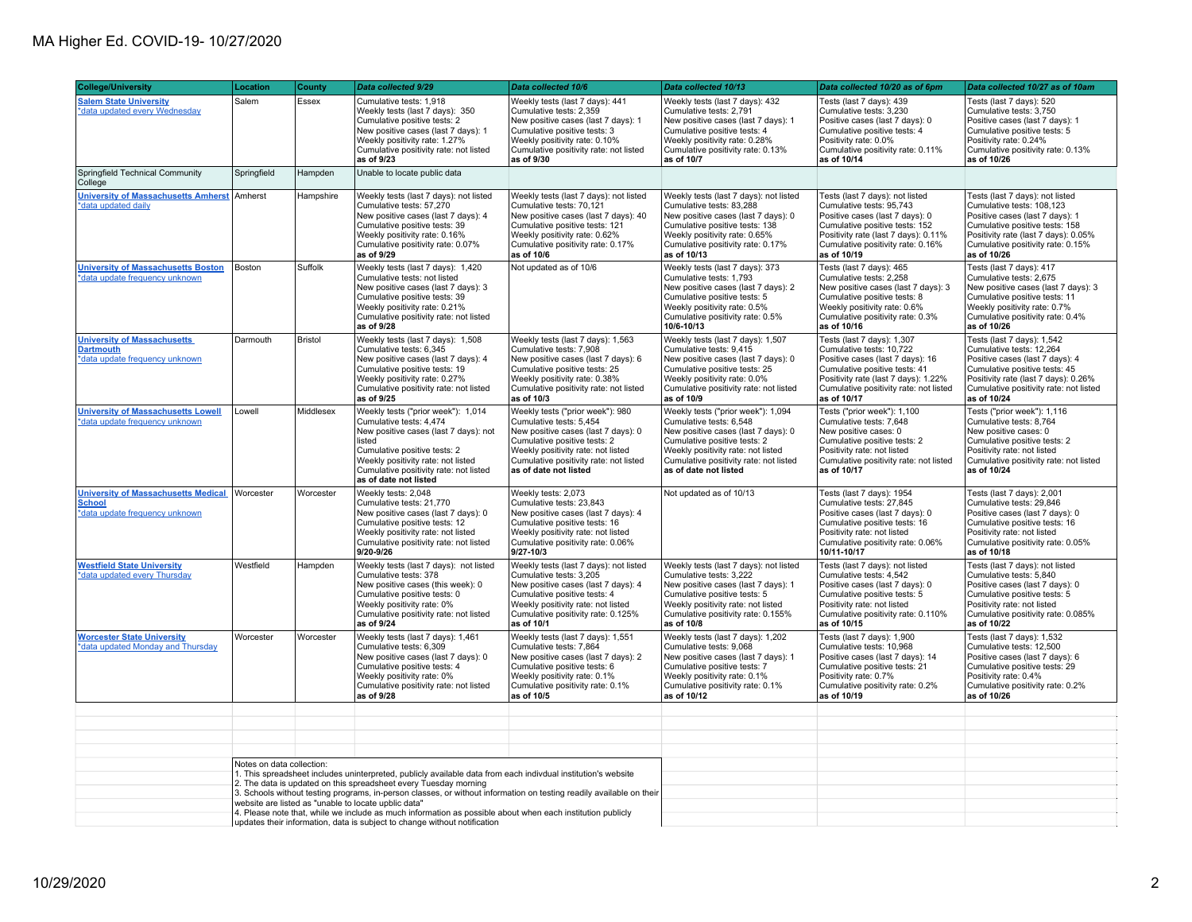# MA Higher Ed. COVID-19- 10/27/2020

| College/University | Location | County | Data collected 9/29 | Data collected 10/6 | Data collected 10/13 | Data collected 10/20 as of 6pm | Data collected 10/27 as of 10am |
|---|---|---|---|---|---|---|---|
| **Salem State University** *data updated every Wednesday | Salem | Essex | Cumulative tests: 1,918<br>Weekly tests (last 7 days): 350<br>Cumulative positive tests: 2<br>New positive cases (last 7 days): 1<br>Weekly positivity rate: 1.27%<br>Cumulative positivity rate: not listed<br>**as of 9/23** | Weekly tests (last 7 days): 441<br>Cumulative tests: 2,359<br>New positive cases (last 7 days): 1<br>Cumulative positive tests: 3<br>Weekly positivity rate: 0.10%<br>Cumulative positivity rate: not listed<br>**as of 9/30** | Weekly tests (last 7 days): 432<br>Cumulative tests: 2,791<br>New positive cases (last 7 days): 1<br>Cumulative positive tests: 4<br>Weekly positivity rate: 0.28%<br>Cumulative positivity rate: 0.13%<br>**as of 10/7** | Tests (last 7 days): 439<br>Cumulative tests: 3,230<br>Positive cases (last 7 days): 0<br>Cumulative positive tests: 4<br>Positivity rate: 0.0%<br>Cumulative positivity rate: 0.11%<br>**as of 10/14** | Tests (last 7 days): 520<br>Cumulative tests: 3,750<br>Positive cases (last 7 days): 1<br>Cumulative positive tests: 5<br>Positivity rate: 0.24%<br>Cumulative positivity rate: 0.13%<br>**as of 10/26** |
| Springfield Technical Community College | Springfield | Hampden | Unable to locate public data | | | | |
| **University of Massachusetts Amherst** *data updated daily | Amherst | Hampshire | Weekly tests (last 7 days): not listed<br>Cumulative tests: 57,270<br>New positive cases (last 7 days): 4<br>Cumulative positive tests: 39<br>Weekly positivity rate: 0.16%<br>Cumulative positivity rate: 0.07%<br>**as of 9/29** | Weekly tests (last 7 days): not listed<br>Cumulative tests: 70,121<br>New positive cases (last 7 days): 40<br>Cumulative positive tests: 121<br>Weekly positivity rate: 0.62%<br>Cumulative positivity rate: 0.17%<br>**as of 10/6** | Weekly tests (last 7 days): not listed<br>Cumulative tests: 83,288<br>New positive cases (last 7 days): 0<br>Cumulative positive tests: 138<br>Weekly positivity rate: 0.65%<br>Cumulative positivity rate: 0.17%<br>**as of 10/13** | Tests (last 7 days): not listed<br>Cumulative tests: 95,743<br>Positive cases (last 7 days): 0<br>Cumulative positive tests: 152<br>Positivity rate (last 7 days): 0.11%<br>Cumulative positivity rate: 0.16%<br>**as of 10/19** | Tests (last 7 days): not listed<br>Cumulative tests: 108,123<br>Positive cases (last 7 days): 1<br>Cumulative positive tests: 158<br>Positivity rate (last 7 days): 0.05%<br>Cumulative positivity rate: 0.15%<br>**as of 10/26** |
| **University of Massachusetts Boston** *data update frequency unknown | Boston | Suffolk | Weekly tests (last 7 days): 1,420<br>Cumulative tests: not listed<br>New positive cases (last 7 days): 3<br>Cumulative positive tests: 39<br>Weekly positivity rate: 0.21%<br>Cumulative positivity rate: not listed<br>**as of 9/28** | Not updated as of 10/6 | Weekly tests (last 7 days): 373<br>Cumulative tests: 1,793<br>New positive cases (last 7 days): 2<br>Cumulative positive tests: 5<br>Weekly positivity rate: 0.5%<br>Cumulative positivity rate: 0.5%<br>**10/6-10/13** | Tests (last 7 days): 465<br>Cumulative tests: 2,258<br>New positive cases (last 7 days): 3<br>Cumulative positive tests: 8<br>Weekly positivity rate: 0.6%<br>Cumulative positivity rate: 0.3%<br>**as of 10/16** | Tests (last 7 days): 417<br>Cumulative tests: 2,675<br>New positive cases (last 7 days): 3<br>Cumulative positive tests: 11<br>Weekly positivity rate: 0.7%<br>Cumulative positivity rate: 0.4%<br>**as of 10/26** |
| **University of Massachusetts Dartmouth** *data update frequency unknown | Darmouth | Bristol | Weekly tests (last 7 days): 1,508<br>Cumulative tests: 6,345<br>New positive cases (last 7 days): 4<br>Cumulative positive tests: 19<br>Weekly positivity rate: 0.27%<br>Cumulative positivity rate: not listed<br>**as of 9/25** | Weekly tests (last 7 days): 1,563<br>Cumulative tests: 7,908<br>New positive cases (last 7 days): 6<br>Cumulative positive tests: 25<br>Weekly positivity rate: 0.38%<br>Cumulative positivity rate: not listed<br>**as of 10/3** | Weekly tests (last 7 days): 1,507<br>Cumulative tests: 9,415<br>New positive cases (last 7 days): 0<br>Cumulative positive tests: 25<br>Weekly positivity rate: 0.0%<br>Cumulative positivity rate: not listed<br>**as of 10/9** | Tests (last 7 days): 1,307<br>Cumulative tests: 10,722<br>Positive cases (last 7 days): 16<br>Cumulative positive tests: 41<br>Positivity rate (last 7 days): 1.22%<br>Cumulative positivity rate: not listed<br>**as of 10/17** | Tests (last 7 days): 1,542<br>Cumulative tests: 12,264<br>Positive cases (last 7 days): 4<br>Cumulative positive tests: 45<br>Positivity rate (last 7 days): 0.26%<br>Cumulative positivity rate: not listed<br>**as of 10/24** |
| **University of Massachusetts Lowell** *data update frequency unknown | Lowell | Middlesex | Weekly tests ("prior week"): 1,014<br>Cumulative tests: 4,474<br>New positive cases (last 7 days): not listed<br>Cumulative positive tests: 2<br>Weekly positivity rate: not listed<br>Cumulative positivity rate: not listed<br>**as of date not listed** | Weekly tests ("prior week"): 980<br>Cumulative tests: 5,454<br>New positive cases (last 7 days): 0<br>Cumulative positive tests: 2<br>Weekly positivity rate: not listed<br>Cumulative positivity rate: not listed<br>**as of date not listed** | Weekly tests ("prior week"): 1,094<br>Cumulative tests: 6,548<br>New positive cases (last 7 days): 0<br>Cumulative positive tests: 2<br>Weekly positivity rate: not listed<br>Cumulative positivity rate: not listed<br>**as of date not listed** | Tests ("prior week"): 1,100<br>Cumulative tests: 7,648<br>New positive cases: 0<br>Cumulative positive tests: 2<br>Positivity rate: not listed<br>Cumulative positivity rate: not listed<br>**as of 10/17** | Tests ("prior week"): 1,116<br>Cumulative tests: 8,764<br>New positive cases: 0<br>Cumulative positive tests: 2<br>Positivity rate: not listed<br>Cumulative positivity rate: not listed<br>**as of 10/24** |
| **University of Massachusetts Medical School** *data update frequency unknown | Worcester | Worcester | Weekly tests: 2,048<br>Cumulative tests: 21,770<br>New positive cases (last 7 days): 0<br>Cumulative positive tests: 12<br>Weekly positivity rate: not listed<br>Cumulative positivity rate: not listed<br>**9/20-9/26** | Weekly tests: 2,073<br>Cumulative tests: 23,843<br>New positive cases (last 7 days): 4<br>Cumulative positive tests: 16<br>Weekly positivity rate: not listed<br>Cumulative positivity rate: 0.06%<br>**9/27-10/3** | Not updated as of 10/13 | Tests (last 7 days): 1954<br>Cumulative tests: 27,845<br>Positive cases (last 7 days): 0<br>Cumulative positive tests: 16<br>Positivity rate: not listed<br>Cumulative positivity rate: 0.06%<br>**10/11-10/17** | Tests (last 7 days): 2,001<br>Cumulative tests: 29,846<br>Positive cases (last 7 days): 0<br>Cumulative positive tests: 16<br>Positivity rate: not listed<br>Cumulative positivity rate: 0.05%<br>**as of 10/18** |
| **Westfield State University** *data updated every Thursday | Westfield | Hampden | Weekly tests (last 7 days): not listed<br>Cumulative tests: 378<br>New positive cases (this week): 0<br>Cumulative positive tests: 0<br>Weekly positivity rate: 0%<br>Cumulative positivity rate: not listed<br>**as of 9/24** | Weekly tests (last 7 days): not listed<br>Cumulative tests: 3,205<br>New positive cases (last 7 days): 4<br>Cumulative positive tests: 4<br>Weekly positivity rate: not listed<br>Cumulative positivity rate: 0.125%<br>**as of 10/1** | Weekly tests (last 7 days): not listed<br>Cumulative tests: 3,222<br>New positive cases (last 7 days): 1<br>Cumulative positive tests: 5<br>Weekly positivity rate: not listed<br>Cumulative positivity rate: 0.155%<br>**as of 10/8** | Tests (last 7 days): not listed<br>Cumulative tests: 4,542<br>Positive cases (last 7 days): 0<br>Cumulative positive tests: 5<br>Positivity rate: not listed<br>Cumulative positivity rate: 0.110%<br>**as of 10/15** | Tests (last 7 days): not listed<br>Cumulative tests: 5,840<br>Positive cases (last 7 days): 0<br>Cumulative positive tests: 5<br>Positivity rate: not listed<br>Cumulative positivity rate: 0.085%<br>**as of 10/22** |
| **Worcester State University** *data updated Monday and Thursday | Worcester | Worcester | Weekly tests (last 7 days): 1,461<br>Cumulative tests: 6,309<br>New positive cases (last 7 days): 0<br>Cumulative positive tests: 4<br>Weekly positivity rate: 0%<br>Cumulative positivity rate: not listed<br>**as of 9/28** | Weekly tests (last 7 days): 1,551<br>Cumulative tests: 7,864<br>New positive cases (last 7 days): 2<br>Cumulative positive tests: 6<br>Weekly positivity rate: 0.1%<br>Cumulative positivity rate: 0.1%<br>**as of 10/5** | Weekly tests (last 7 days): 1,202<br>Cumulative tests: 9,068<br>New positive cases (last 7 days): 1<br>Cumulative positive tests: 7<br>Weekly positivity rate: 0.1%<br>Cumulative positivity rate: 0.1%<br>**as of 10/12** | Tests (last 7 days): 1,900<br>Cumulative tests: 10,968<br>Positive cases (last 7 days): 14<br>Cumulative positive tests: 21<br>Positivity rate: 0.7%<br>Cumulative positivity rate: 0.2%<br>**as of 10/19** | Tests (last 7 days): 1,532<br>Cumulative tests: 12,500<br>Positive cases (last 7 days): 6<br>Cumulative positive tests: 29<br>Positivity rate: 0.4%<br>Cumulative positivity rate: 0.2%<br>**as of 10/26** |

Notes on data collection:
1. This spreadsheet includes uninterpreted, publicly available data from each indivdual institution's website
2. The data is updated on this spreadsheet every Tuesday morning
3. Schools without testing programs, in-person classes, or without information on testing readily available on their website are listed as "unable to locate uplic data"
4. Please note that, while we include as much information as possible about when each institution publicly updates their information, data is subject to change without notification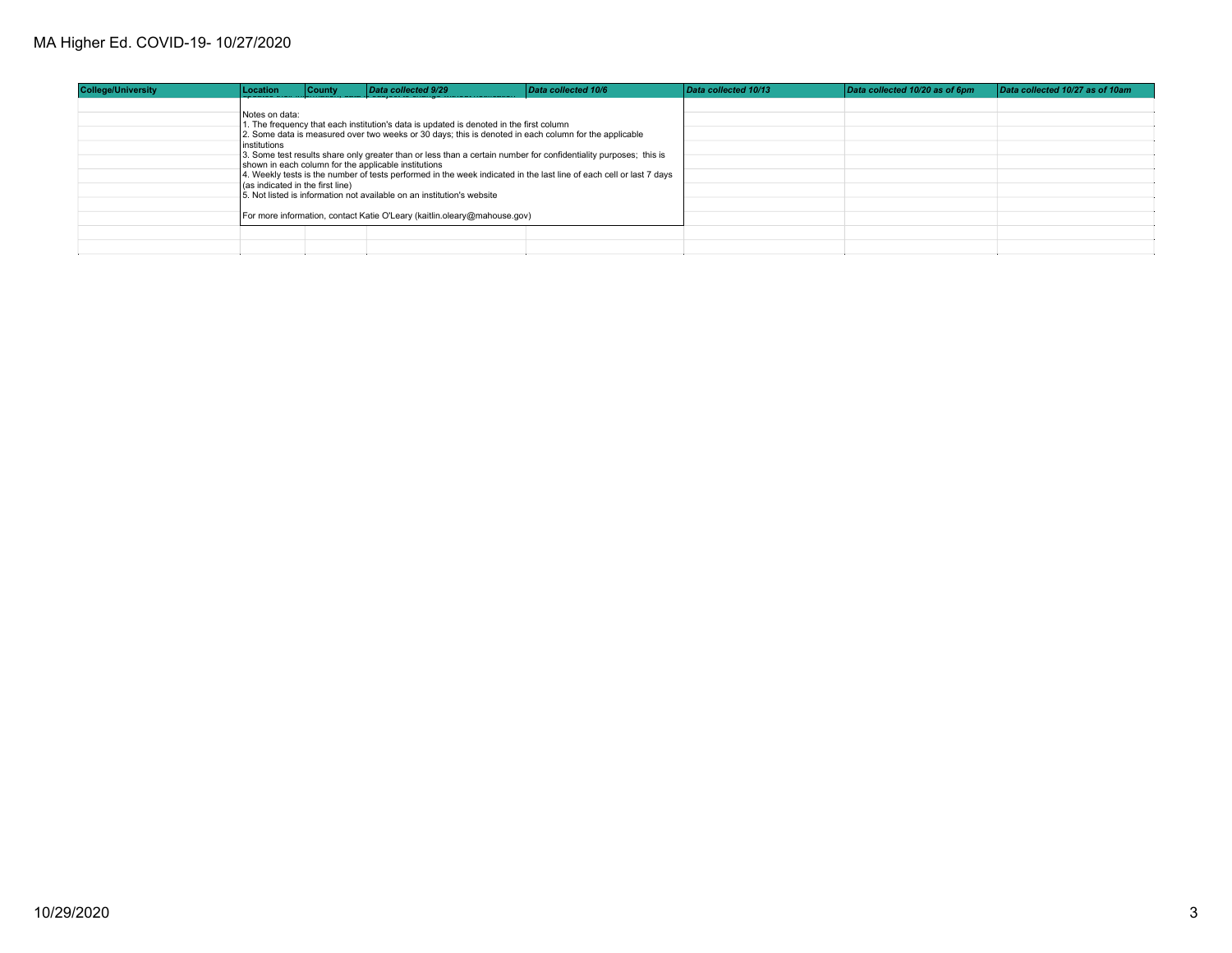| College/University | Location | County | Data collected 9/29 | Data collected 10/6 | Data collected 10/13 | Data collected 10/20 as of 6pm | Data collected 10/27 as of 10am |
|---|---|---|---|---|---|---|---|

Notes on data:

1. The frequency that each institution's data is updated is denoted in the first column
2. Some data is measured over two weeks or 30 days; this is denoted in each column for the applicable institutions
3. Some test results share only greater than or less than a certain number for confidentiality purposes; this is shown in each column for the applicable institutions
4. Weekly tests is the number of tests performed in the week indicated in the last line of each cell or last 7 days (as indicated in the first line)
5. Not listed is information not available on an institution's website

For more information, contact Katie O'Leary (kaitlin.oleary@mahouse.gov)